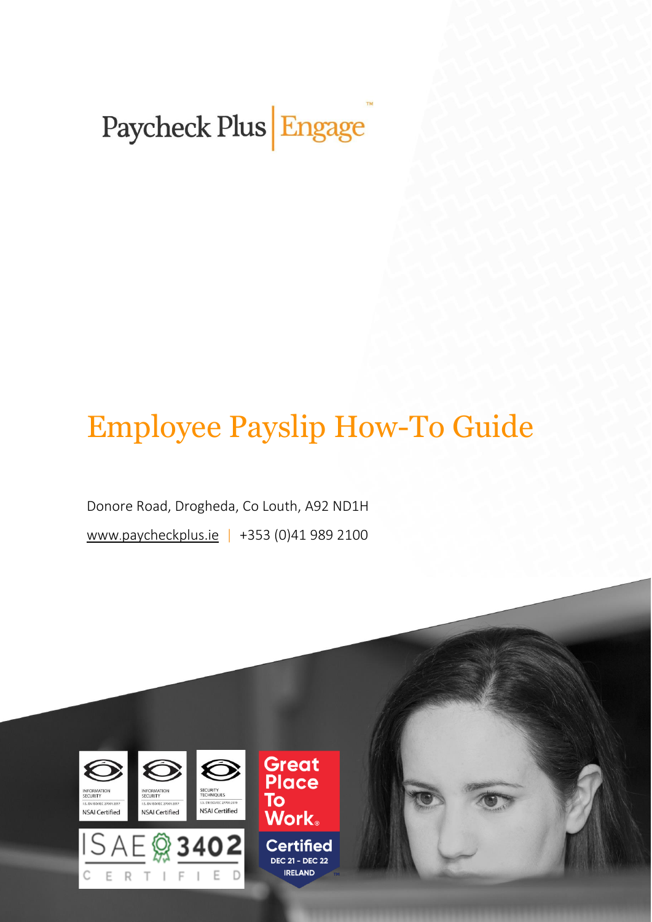Paycheck Plus | Engage™

# Employee Payslip How-To Guide

Donore Road, Drogheda, Co Louth, A92 ND1H

www.paycheckplus.ie | +353 (0)41 989 2100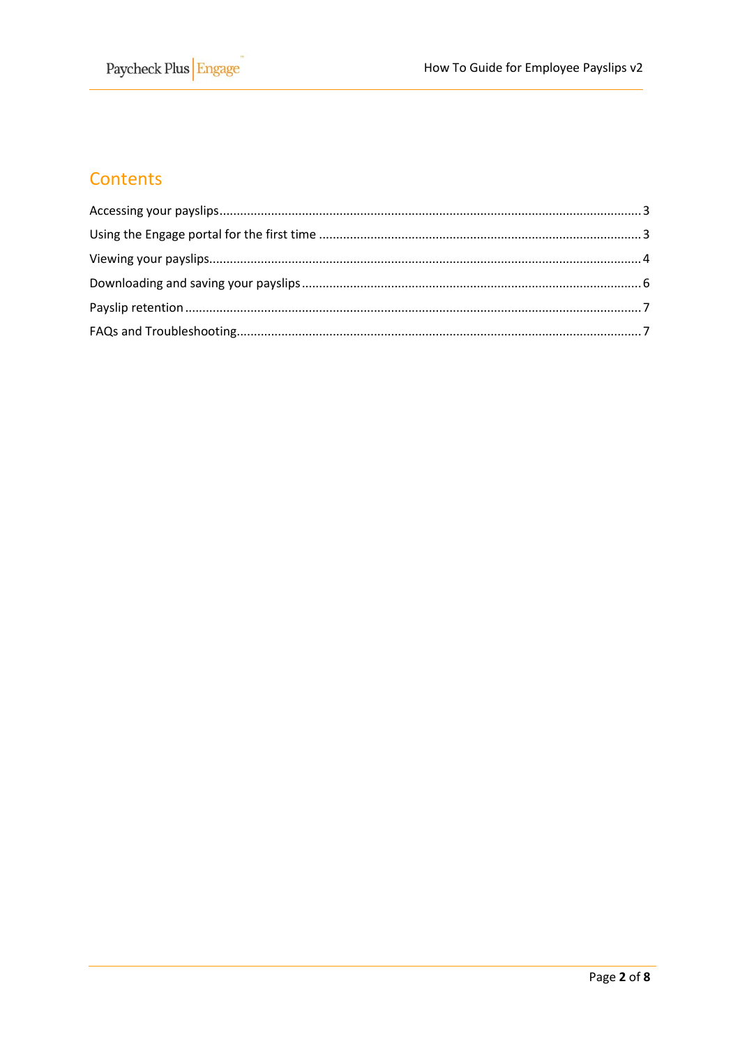# Contents

Accessing your payslips........................................................................................................................3

Using the Engage portal for the first time ............................................................................................3

Viewing your payslips............................................................................................................................4

Downloading and saving your payslips .................................................................................................6

Payslip retention ...................................................................................................................................7

FAQs and Troubleshooting....................................................................................................................7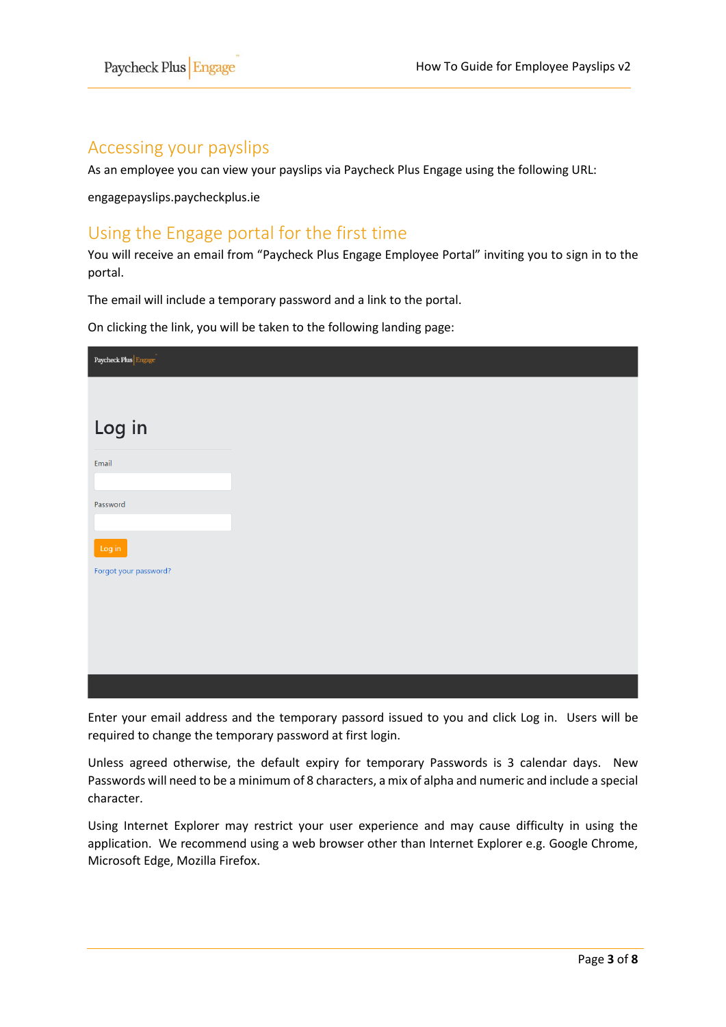## Accessing your payslips

As an employee you can view your payslips via Paycheck Plus Engage using the following URL:

engagepayslips.paycheckplus.ie

## Using the Engage portal for the first time

You will receive an email from "Paycheck Plus Engage Employee Portal" inviting you to sign in to the portal.

The email will include a temporary password and a link to the portal.

On clicking the link, you will be taken to the following landing page:

Paycheck Plus | Engage

Log in

Email

Password

Log in

Forgot your password?

Enter your email address and the temporary passord issued to you and click Log in. Users will be required to change the temporary password at first login.

Unless agreed otherwise, the default expiry for temporary Passwords is 3 calendar days. New Passwords will need to be a minimum of 8 characters, a mix of alpha and numeric and include a special character.

Using Internet Explorer may restrict your user experience and may cause difficulty in using the application. We recommend using a web browser other than Internet Explorer e.g. Google Chrome, Microsoft Edge, Mozilla Firefox.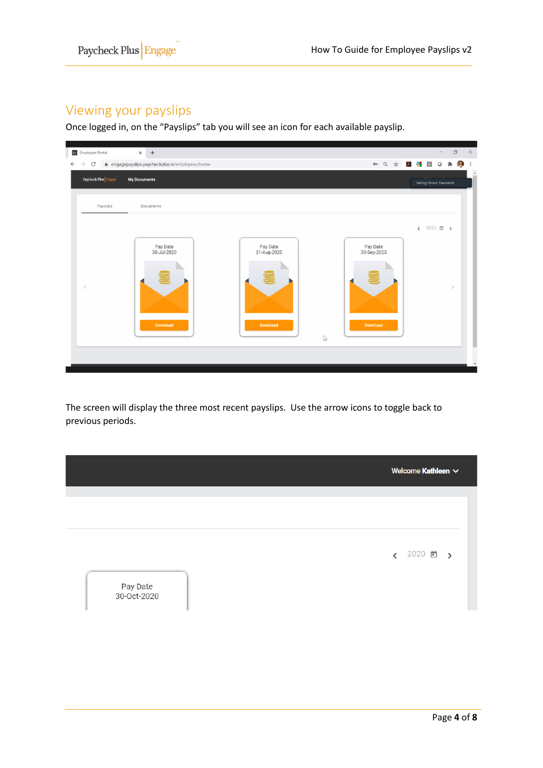## Viewing your payslips

Once logged in, on the "Payslips" tab you will see an icon for each available payslip.

The screen will display the three most recent payslips. Use the arrow icons to toggle back to previous periods.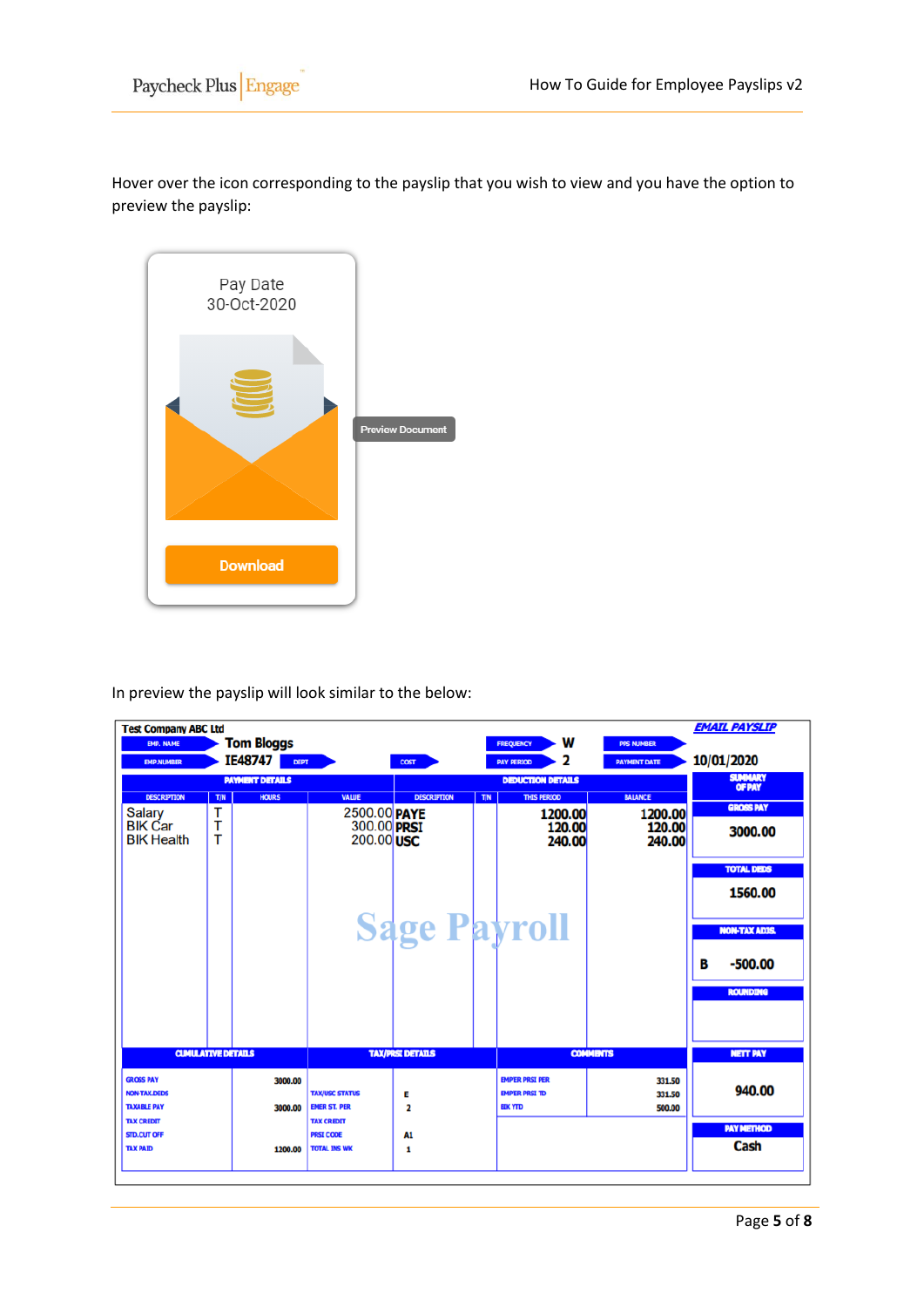Hover over the icon corresponding to the payslip that you wish to view and you have the option to preview the payslip:

Pay Date
30-Oct-2020

Preview Document

Download

In preview the payslip will look similar to the below:

Test Company ABC Ltd

EMAIL PAYSLIP

| EMP. NAME | Tom Bloggs | | | FREQUENCY | W | PPS NUMBER | |
|---|---|---|---|---|---|---|---|
| EMP.NUMBER | IE48747 | DEPT | COST | PAY PERIOD | 2 | PAYMENT DATE | 10/01/2020 |

| PAYMENT DETAILS | | | | DEDUCTION DETAILS | | | |
|---|---|---|---|---|---|---|---|
| DESCRIPTION | T/N | HOURS | VALUE | DESCRIPTION | T/N | THIS PERIOD | BALANCE |
| Salary | T | | 2500.00 | PAYE | | 1200.00 | 1200.00 |
| BIK Car | T | | 300.00 | PRSI | | 120.00 | 120.00 |
| BIK Health | T | | 200.00 | USC | | 240.00 | 240.00 |

Sage Payroll

| SUMMARY OF PAY | |
|---|---|
| GROSS PAY | 3000.00 |
| TOTAL DEDS | 1560.00 |
| NON-TAX ADJS. | B -500.00 |
| ROUNDING | |
| NETT PAY | 940.00 |
| PAY METHOD | Cash |

| CUMULATIVE DETAILS | | TAX/PRSI DETAILS | | COMMENTS | |
|---|---|---|---|---|---|
| GROSS PAY | 3000.00 | | | EMPER PRSI PER | 331.50 |
| NON-TAX.DEDS | | TAX/USC STATUS | E | EMPER PRSI TD | 331.50 |
| TAXABLE PAY | 3000.00 | EMER ST. PER | 2 | BIK YTD | 500.00 |
| TAX CREDIT | | TAX CREDIT | | | |
| STD.CUT OFF | | PRSI CODE | A1 | | |
| TAX PAID | 1200.00 | TOTAL INS WK | 1 | | |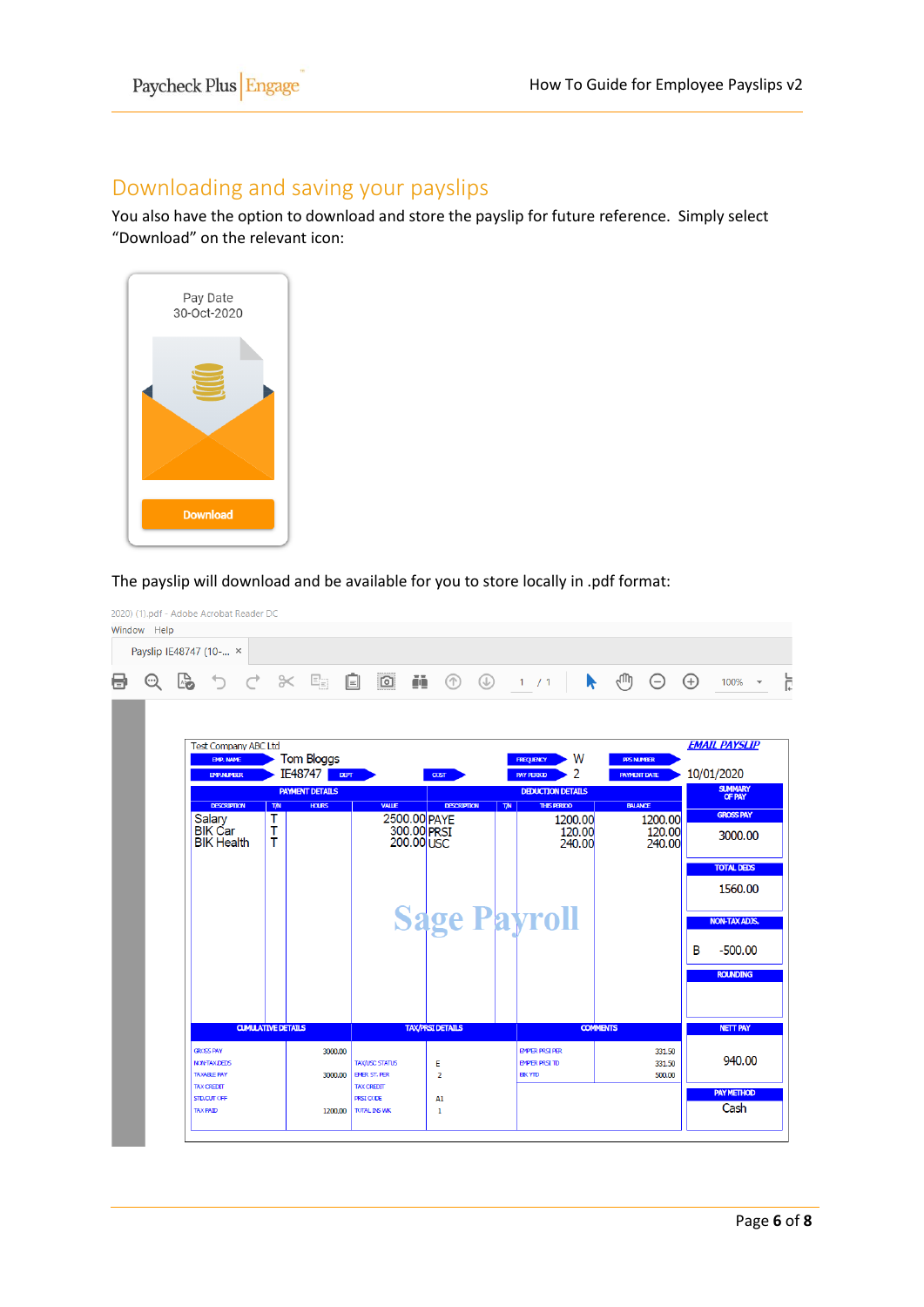## Downloading and saving your payslips

You also have the option to download and store the payslip for future reference. Simply select "Download" on the relevant icon:

Pay Date
30-Oct-2020

Download

The payslip will download and be available for you to store locally in .pdf format: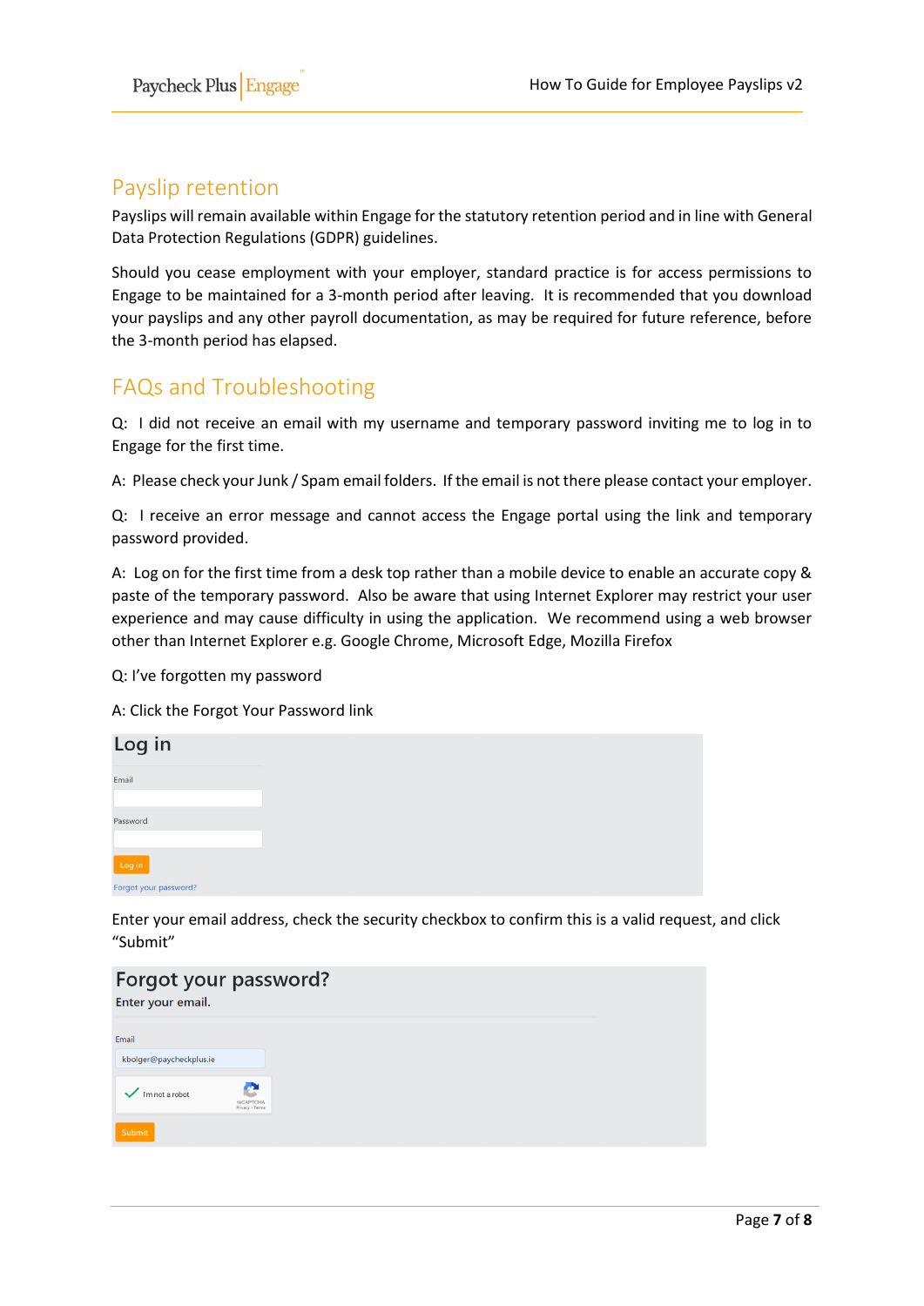## Payslip retention

Payslips will remain available within Engage for the statutory retention period and in line with General Data Protection Regulations (GDPR) guidelines.

Should you cease employment with your employer, standard practice is for access permissions to Engage to be maintained for a 3-month period after leaving. It is recommended that you download your payslips and any other payroll documentation, as may be required for future reference, before the 3-month period has elapsed.

## FAQs and Troubleshooting

Q: I did not receive an email with my username and temporary password inviting me to log in to Engage for the first time.

A: Please check your Junk / Spam email folders. If the email is not there please contact your employer.

Q: I receive an error message and cannot access the Engage portal using the link and temporary password provided.

A: Log on for the first time from a desk top rather than a mobile device to enable an accurate copy & paste of the temporary password. Also be aware that using Internet Explorer may restrict your user experience and may cause difficulty in using the application. We recommend using a web browser other than Internet Explorer e.g. Google Chrome, Microsoft Edge, Mozilla Firefox

Q: I've forgotten my password

A: Click the Forgot Your Password link

Log in

Email

Password

Log in

Forgot your password?

Enter your email address, check the security checkbox to confirm this is a valid request, and click "Submit"

Forgot your password?

Enter your email.

Email

kbolger@paycheckplus.ie

I'm not a robot

Submit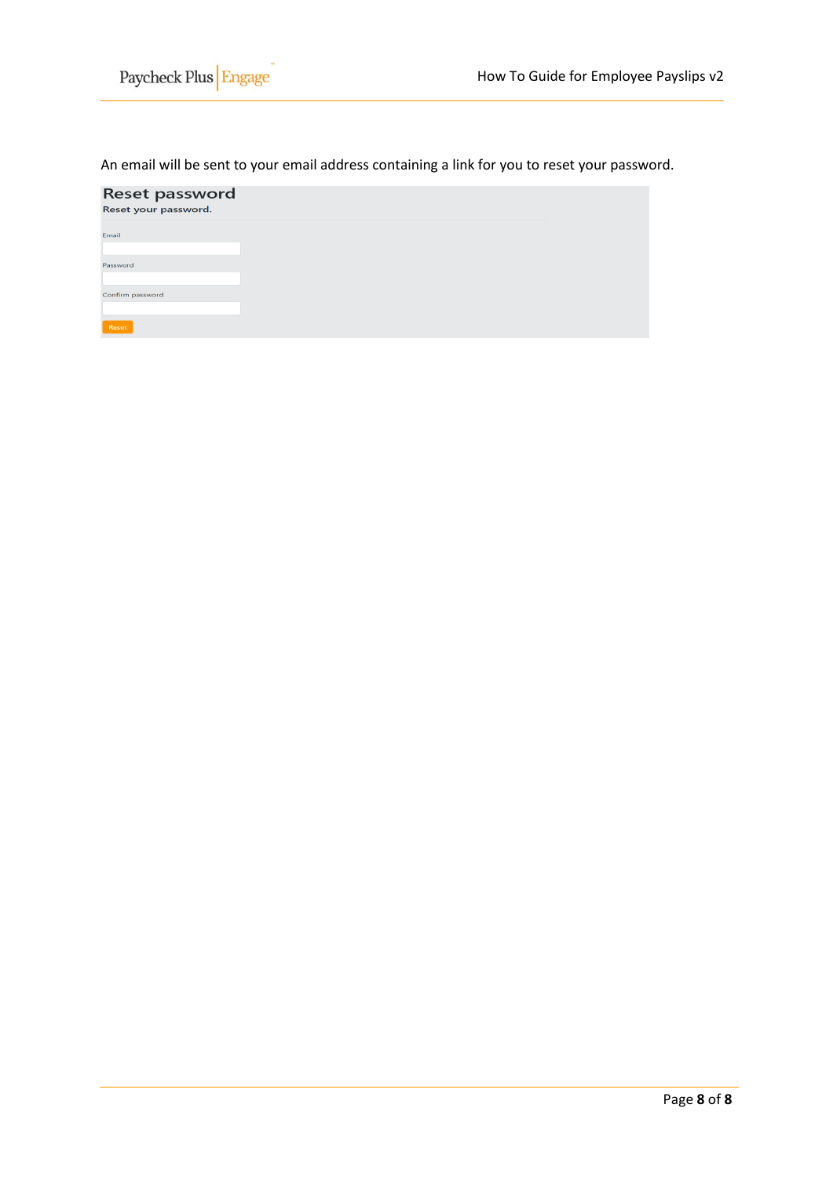An email will be sent to your email address containing a link for you to reset your password.

Reset password

Reset your password.

Email

Password

Confirm password

Reset